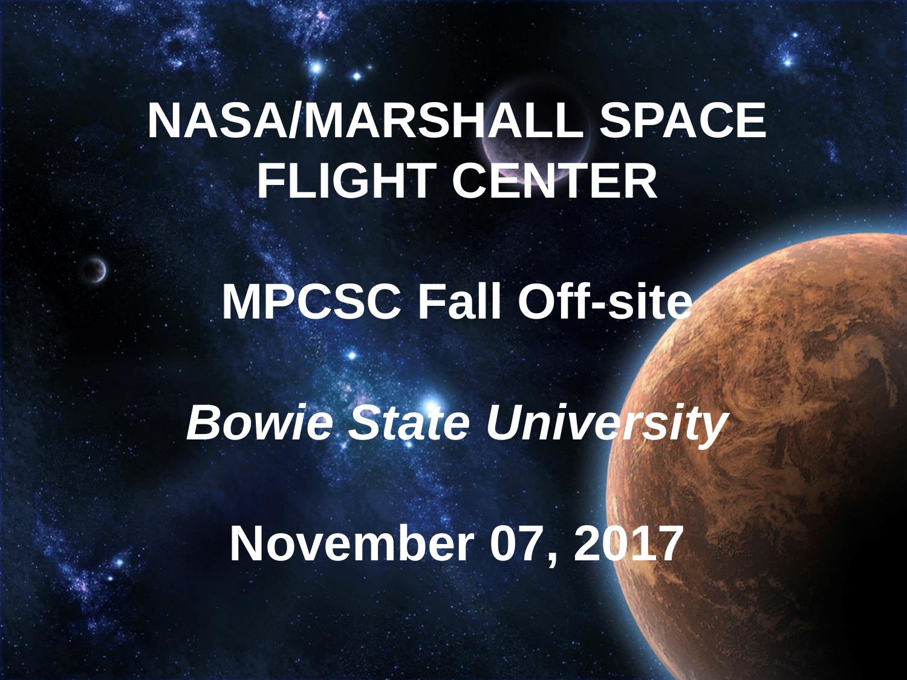# NASA/MARSHALL SPACE FLIGHT CENTER

## MPCSC Fall Off-site

## *Bowie State University*

## November 07, 2017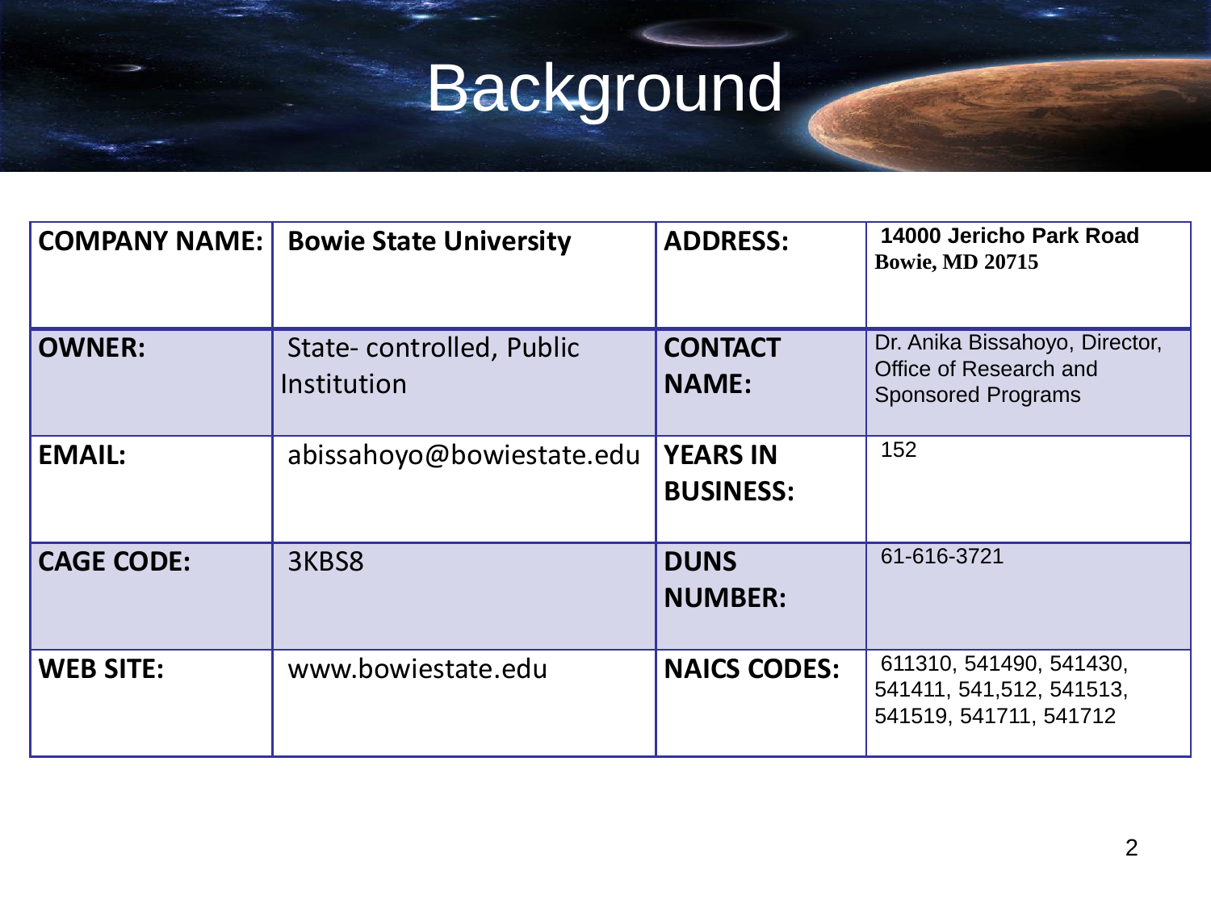# Background

| | | | |
|---|---|---|---|
| **COMPANY NAME:** | **Bowie State University** | **ADDRESS:** | **14000 Jericho Park Road Bowie, MD 20715** |
| **OWNER:** | State- controlled, Public Institution | **CONTACT NAME:** | Dr. Anika Bissahoyo, Director, Office of Research and Sponsored Programs |
| **EMAIL:** | abissahoyo@bowiestate.edu | **YEARS IN BUSINESS:** | 152 |
| **CAGE CODE:** | 3KBS8 | **DUNS NUMBER:** | 61-616-3721 |
| **WEB SITE:** | www.bowiestate.edu | **NAICS CODES:** | 611310, 541490, 541430, 541411, 541,512, 541513, 541519, 541711, 541712 |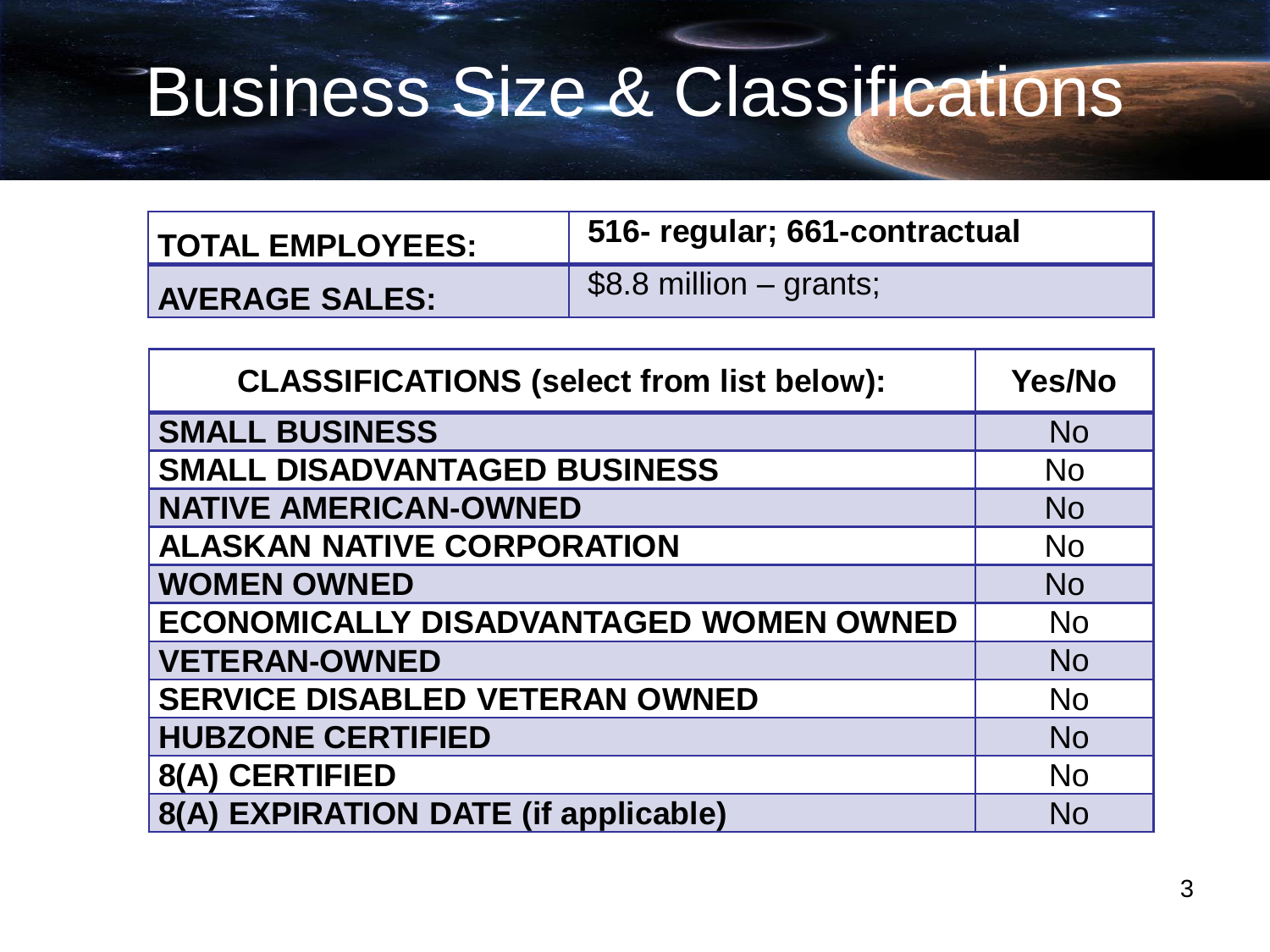# Business Size & Classifications

| TOTAL EMPLOYEES: | 516- regular; 661-contractual |
| --- | --- |
| AVERAGE SALES: | $8.8 million – grants; |

| CLASSIFICATIONS (select from list below): | Yes/No |
| --- | --- |
| SMALL BUSINESS | No |
| SMALL DISADVANTAGED BUSINESS | No |
| NATIVE AMERICAN-OWNED | No |
| ALASKAN NATIVE CORPORATION | No |
| WOMEN OWNED | No |
| ECONOMICALLY DISADVANTAGED WOMEN OWNED | No |
| VETERAN-OWNED | No |
| SERVICE DISABLED VETERAN OWNED | No |
| HUBZONE CERTIFIED | No |
| 8(A) CERTIFIED | No |
| 8(A) EXPIRATION DATE (if applicable) | No |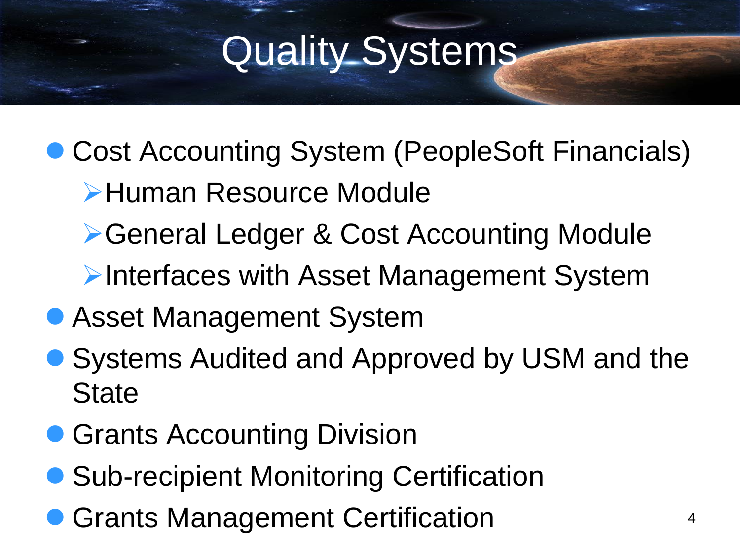# Quality Systems

- Cost Accounting System (PeopleSoft Financials)
  - Human Resource Module
  - General Ledger & Cost Accounting Module
  - Interfaces with Asset Management System
- Asset Management System
- Systems Audited and Approved by USM and the State
- Grants Accounting Division
- Sub-recipient Monitoring Certification
- Grants Management Certification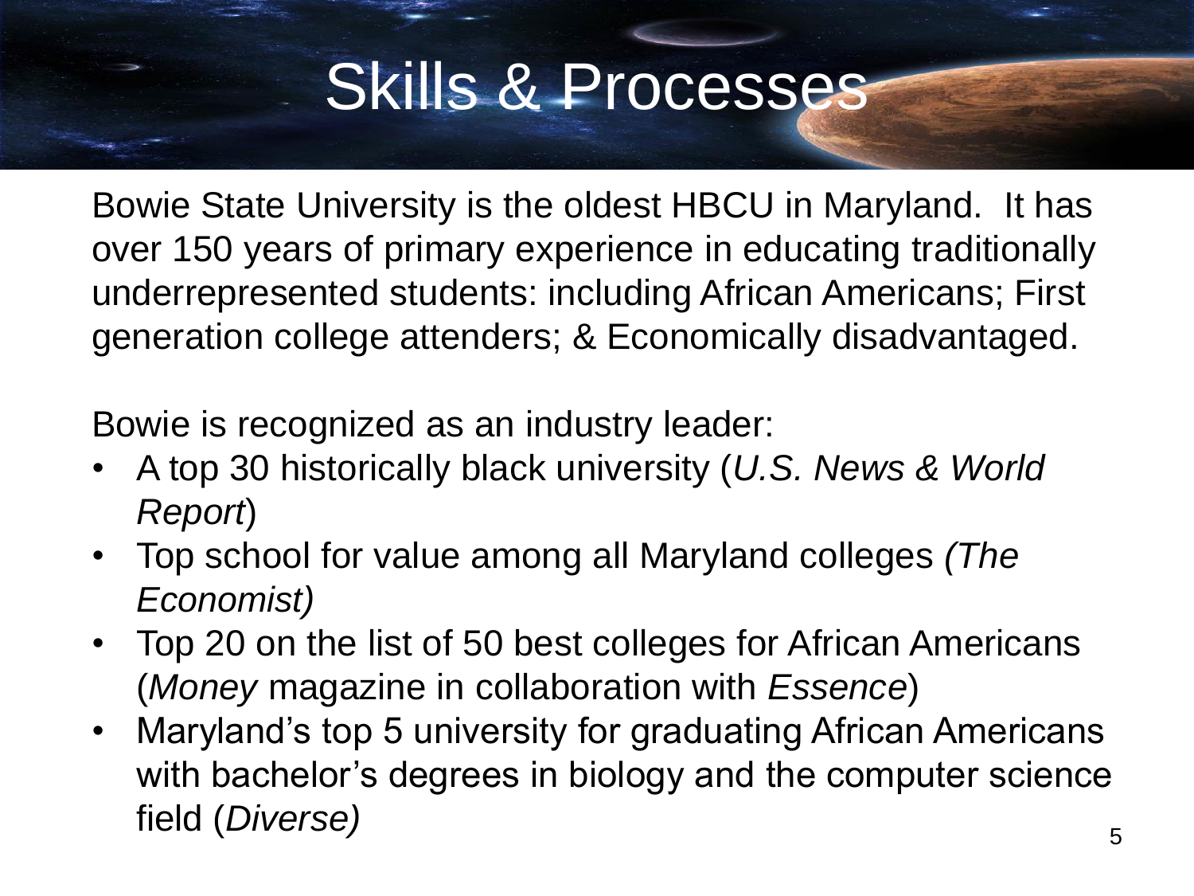# Skills & Processes

Bowie State University is the oldest HBCU in Maryland. It has over 150 years of primary experience in educating traditionally underrepresented students: including African Americans; First generation college attenders; & Economically disadvantaged.

Bowie is recognized as an industry leader:

- A top 30 historically black university (*U.S. News & World Report*)
- Top school for value among all Maryland colleges *(The Economist)*
- Top 20 on the list of 50 best colleges for African Americans (*Money* magazine in collaboration with *Essence*)
- Maryland's top 5 university for graduating African Americans with bachelor's degrees in biology and the computer science field (*Diverse)*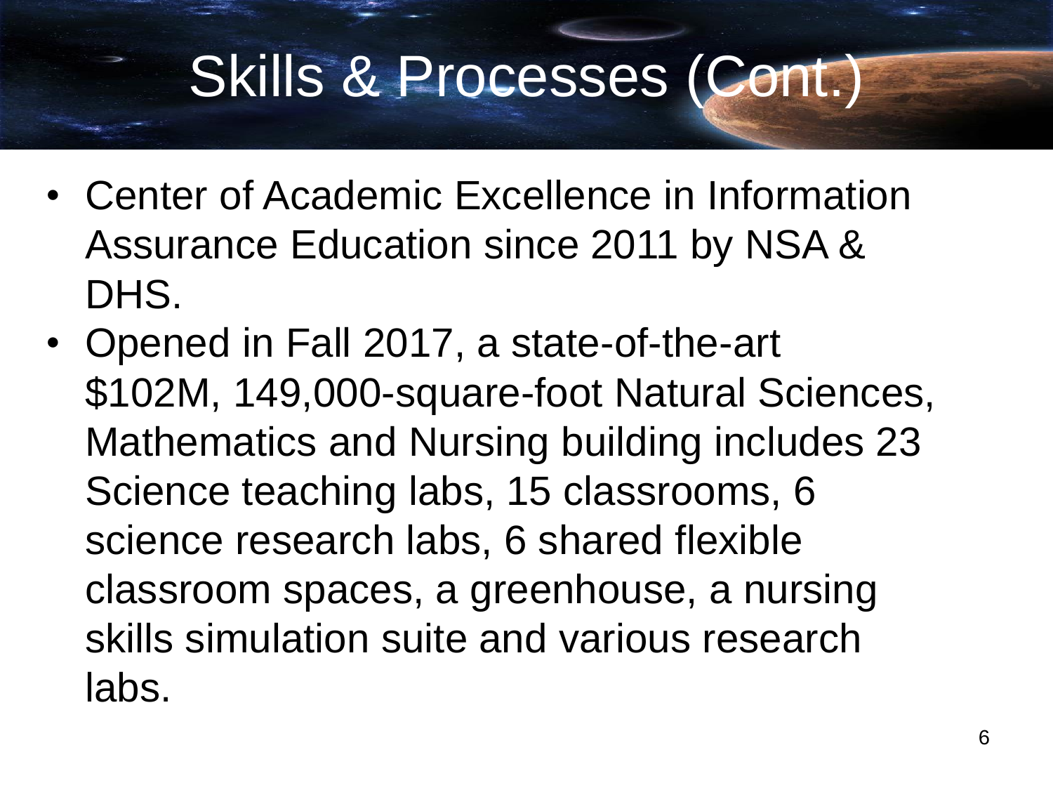# Skills & Processes (Cont.)

- Center of Academic Excellence in Information Assurance Education since 2011 by NSA & DHS.
- Opened in Fall 2017, a state-of-the-art $102M, 149,000-square-foot Natural Sciences, Mathematics and Nursing building includes 23 Science teaching labs, 15 classrooms, 6 science research labs, 6 shared flexible classroom spaces, a greenhouse, a nursing skills simulation suite and various research labs.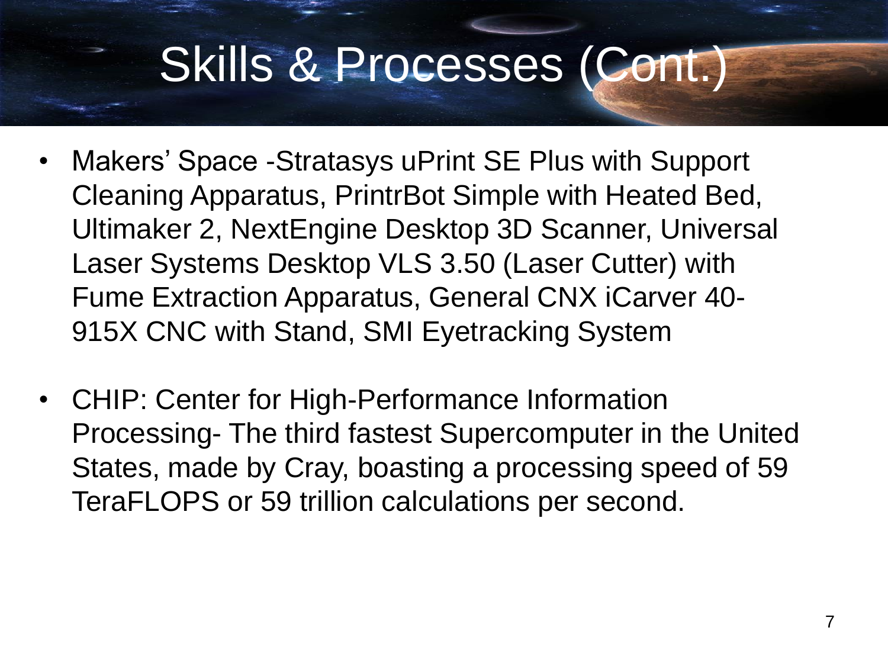# Skills & Processes (Cont.)

- Makers' Space -Stratasys uPrint SE Plus with Support Cleaning Apparatus, PrintrBot Simple with Heated Bed, Ultimaker 2, NextEngine Desktop 3D Scanner, Universal Laser Systems Desktop VLS 3.50 (Laser Cutter) with Fume Extraction Apparatus, General CNX iCarver 40-915X CNC with Stand, SMI Eyetracking System

- CHIP: Center for High-Performance Information Processing- The third fastest Supercomputer in the United States, made by Cray, boasting a processing speed of 59 TeraFLOPS or 59 trillion calculations per second.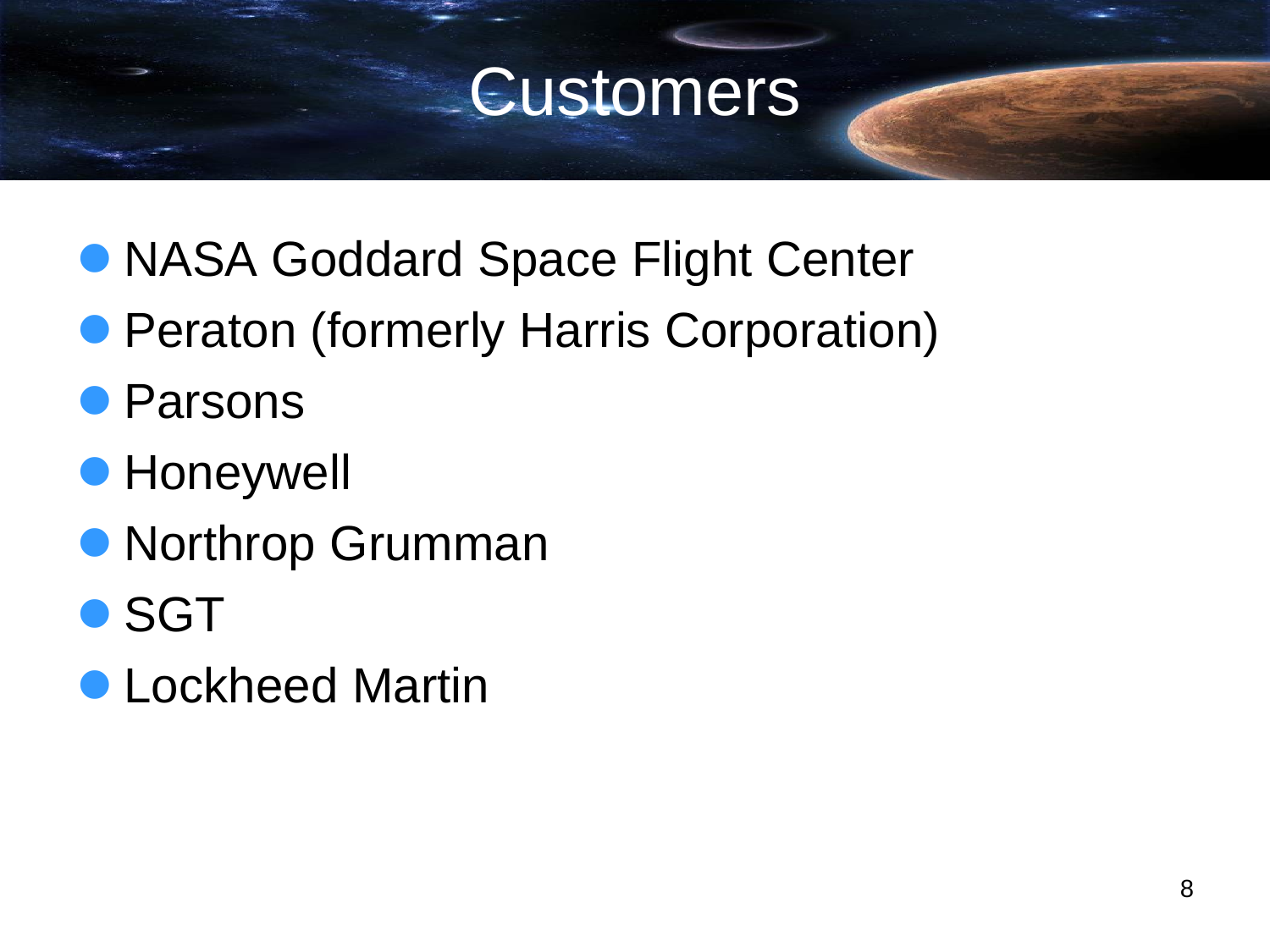# Customers

- NASA Goddard Space Flight Center
- Peraton (formerly Harris Corporation)
- Parsons
- Honeywell
- Northrop Grumman
- SGT
- Lockheed Martin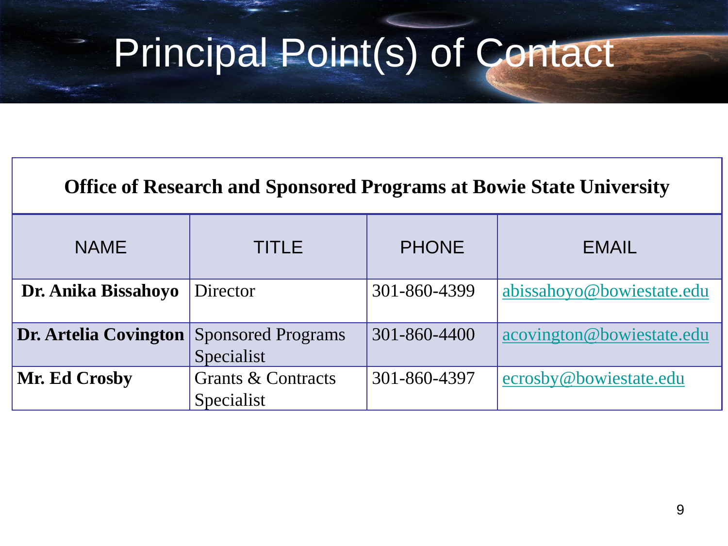# Principal Point(s) of Contact

| Office of Research and Sponsored Programs at Bowie State University | | | |
|---|---|---|---|
| NAME | TITLE | PHONE | EMAIL |
| **Dr. Anika Bissahoyo** | Director | 301-860-4399 | abissahoyo@bowiestate.edu |
| **Dr. Artelia Covington** | Sponsored Programs Specialist | 301-860-4400 | acovington@bowiestate.edu |
| **Mr. Ed Crosby** | Grants & Contracts Specialist | 301-860-4397 | ecrosby@bowiestate.edu |